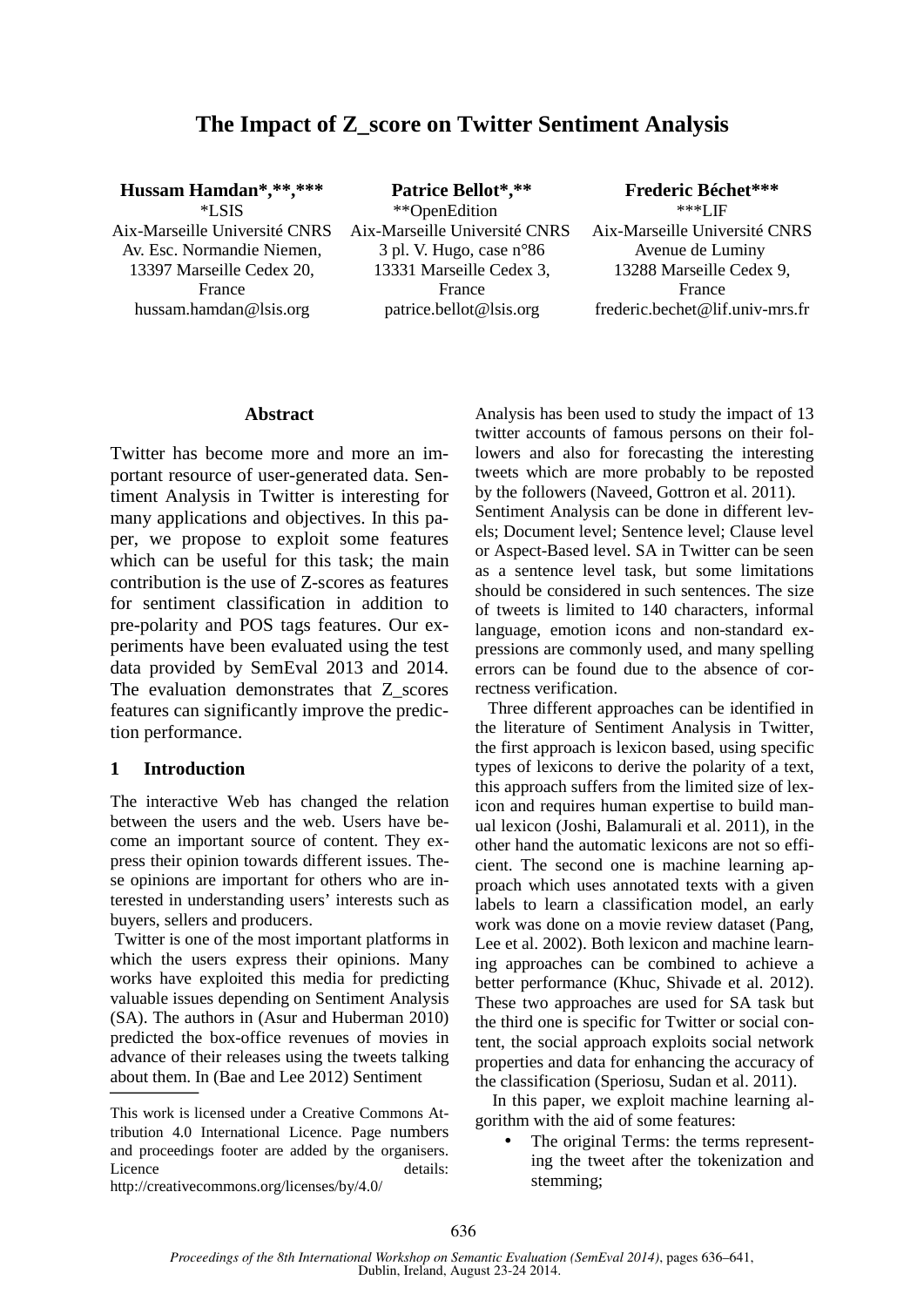# The Impact of Z_score on Twitter Sentiment Analysis

**Hussam Hamdan\*,\*\*,\*\*\***
\*LSIS
Aix-Marseille Université CNRS
Av. Esc. Normandie Niemen,
13397 Marseille Cedex 20,
France
hussam.hamdan@lsis.org

**Patrice Bellot\*,\*\***
\*\*OpenEdition
Aix-Marseille Université CNRS
3 pl. V. Hugo, case n°86
13331 Marseille Cedex 3,
France
patrice.bellot@lsis.org

**Frederic Béchet\*\*\***
\*\*\*LIF
Aix-Marseille Université CNRS
Avenue de Luminy
13288 Marseille Cedex 9,
France
frederic.bechet@lif.univ-mrs.fr

## Abstract

Twitter has become more and more an important resource of user-generated data. Sentiment Analysis in Twitter is interesting for many applications and objectives. In this paper, we propose to exploit some features which can be useful for this task; the main contribution is the use of Z-scores as features for sentiment classification in addition to pre-polarity and POS tags features. Our experiments have been evaluated using the test data provided by SemEval 2013 and 2014. The evaluation demonstrates that Z_scores features can significantly improve the prediction performance.

## 1 Introduction

The interactive Web has changed the relation between the users and the web. Users have become an important source of content. They express their opinion towards different issues. These opinions are important for others who are interested in understanding users' interests such as buyers, sellers and producers.

Twitter is one of the most important platforms in which the users express their opinions. Many works have exploited this media for predicting valuable issues depending on Sentiment Analysis (SA). The authors in (Asur and Huberman 2010) predicted the box-office revenues of movies in advance of their releases using the tweets talking about them. In (Bae and Lee 2012) Sentiment Analysis has been used to study the impact of 13 twitter accounts of famous persons on their followers and also for forecasting the interesting tweets which are more probably to be reposted by the followers (Naveed, Gottron et al. 2011).

Sentiment Analysis can be done in different levels; Document level; Sentence level; Clause level or Aspect-Based level. SA in Twitter can be seen as a sentence level task, but some limitations should be considered in such sentences. The size of tweets is limited to 140 characters, informal language, emotion icons and non-standard expressions are commonly used, and many spelling errors can be found due to the absence of correctness verification.

Three different approaches can be identified in the literature of Sentiment Analysis in Twitter, the first approach is lexicon based, using specific types of lexicons to derive the polarity of a text, this approach suffers from the limited size of lexicon and requires human expertise to build manual lexicon (Joshi, Balamurali et al. 2011), in the other hand the automatic lexicons are not so efficient. The second one is machine learning approach which uses annotated texts with a given labels to learn a classification model, an early work was done on a movie review dataset (Pang, Lee et al. 2002). Both lexicon and machine learning approaches can be combined to achieve a better performance (Khuc, Shivade et al. 2012). These two approaches are used for SA task but the third one is specific for Twitter or social content, the social approach exploits social network properties and data for enhancing the accuracy of the classification (Speriosu, Sudan et al. 2011).

In this paper, we exploit machine learning algorithm with the aid of some features:

- The original Terms: the terms representing the tweet after the tokenization and stemming;

This work is licensed under a Creative Commons Attribution 4.0 International Licence. Page numbers and proceedings footer are added by the organisers. Licence details: http://creativecommons.org/licenses/by/4.0/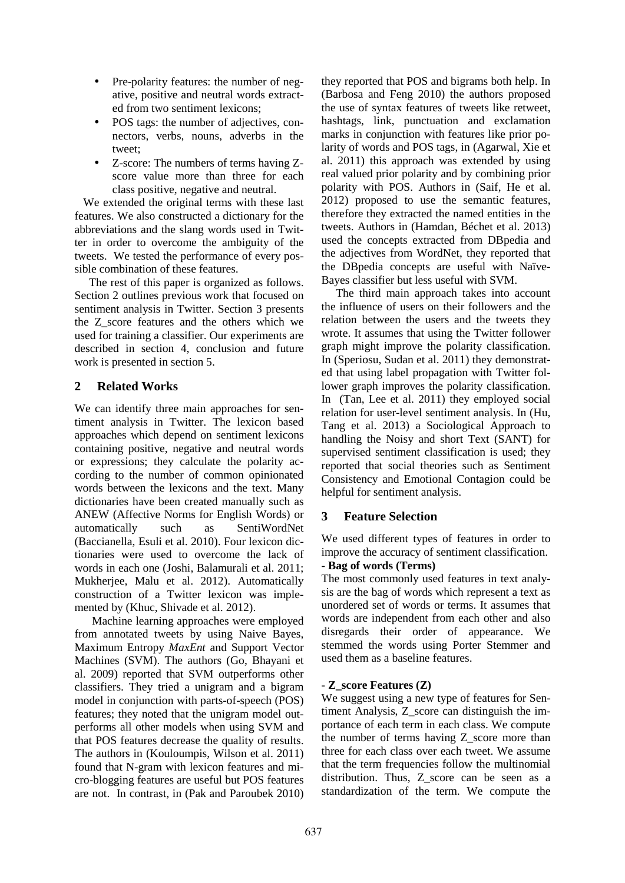- Pre-polarity features: the number of negative, positive and neutral words extracted from two sentiment lexicons;
- POS tags: the number of adjectives, connectors, verbs, nouns, adverbs in the tweet;
- Z-score: The numbers of terms having Z-score value more than three for each class positive, negative and neutral.

We extended the original terms with these last features. We also constructed a dictionary for the abbreviations and the slang words used in Twitter in order to overcome the ambiguity of the tweets. We tested the performance of every possible combination of these features.

The rest of this paper is organized as follows. Section 2 outlines previous work that focused on sentiment analysis in Twitter. Section 3 presents the Z_score features and the others which we used for training a classifier. Our experiments are described in section 4, conclusion and future work is presented in section 5.

## 2 Related Works

We can identify three main approaches for sentiment analysis in Twitter. The lexicon based approaches which depend on sentiment lexicons containing positive, negative and neutral words or expressions; they calculate the polarity according to the number of common opinionated words between the lexicons and the text. Many dictionaries have been created manually such as ANEW (Affective Norms for English Words) or automatically such as SentiWordNet (Baccianella, Esuli et al. 2010). Four lexicon dictionaries were used to overcome the lack of words in each one (Joshi, Balamurali et al. 2011; Mukherjee, Malu et al. 2012). Automatically construction of a Twitter lexicon was implemented by (Khuc, Shivade et al. 2012).

Machine learning approaches were employed from annotated tweets by using Naive Bayes, Maximum Entropy *MaxEnt* and Support Vector Machines (SVM). The authors (Go, Bhayani et al. 2009) reported that SVM outperforms other classifiers. They tried a unigram and a bigram model in conjunction with parts-of-speech (POS) features; they noted that the unigram model outperforms all other models when using SVM and that POS features decrease the quality of results. The authors in (Kouloumpis, Wilson et al. 2011) found that N-gram with lexicon features and micro-blogging features are useful but POS features are not. In contrast, in (Pak and Paroubek 2010) they reported that POS and bigrams both help. In (Barbosa and Feng 2010) the authors proposed the use of syntax features of tweets like retweet, hashtags, link, punctuation and exclamation marks in conjunction with features like prior polarity of words and POS tags, in (Agarwal, Xie et al. 2011) this approach was extended by using real valued prior polarity and by combining prior polarity with POS. Authors in (Saif, He et al. 2012) proposed to use the semantic features, therefore they extracted the named entities in the tweets. Authors in (Hamdan, Béchet et al. 2013) used the concepts extracted from DBpedia and the adjectives from WordNet, they reported that the DBpedia concepts are useful with Naïve-Bayes classifier but less useful with SVM.

The third main approach takes into account the influence of users on their followers and the relation between the users and the tweets they wrote. It assumes that using the Twitter follower graph might improve the polarity classification. In (Speriosu, Sudan et al. 2011) they demonstrated that using label propagation with Twitter follower graph improves the polarity classification. In (Tan, Lee et al. 2011) they employed social relation for user-level sentiment analysis. In (Hu, Tang et al. 2013) a Sociological Approach to handling the Noisy and short Text (SANT) for supervised sentiment classification is used; they reported that social theories such as Sentiment Consistency and Emotional Contagion could be helpful for sentiment analysis.

## 3 Feature Selection

We used different types of features in order to improve the accuracy of sentiment classification.

**- Bag of words (Terms)**

The most commonly used features in text analysis are the bag of words which represent a text as unordered set of words or terms. It assumes that words are independent from each other and also disregards their order of appearance. We stemmed the words using Porter Stemmer and used them as a baseline features.

**- Z_score Features (Z)**

We suggest using a new type of features for Sentiment Analysis, Z_score can distinguish the importance of each term in each class. We compute the number of terms having Z_score more than three for each class over each tweet. We assume that the term frequencies follow the multinomial distribution. Thus, Z_score can be seen as a standardization of the term. We compute the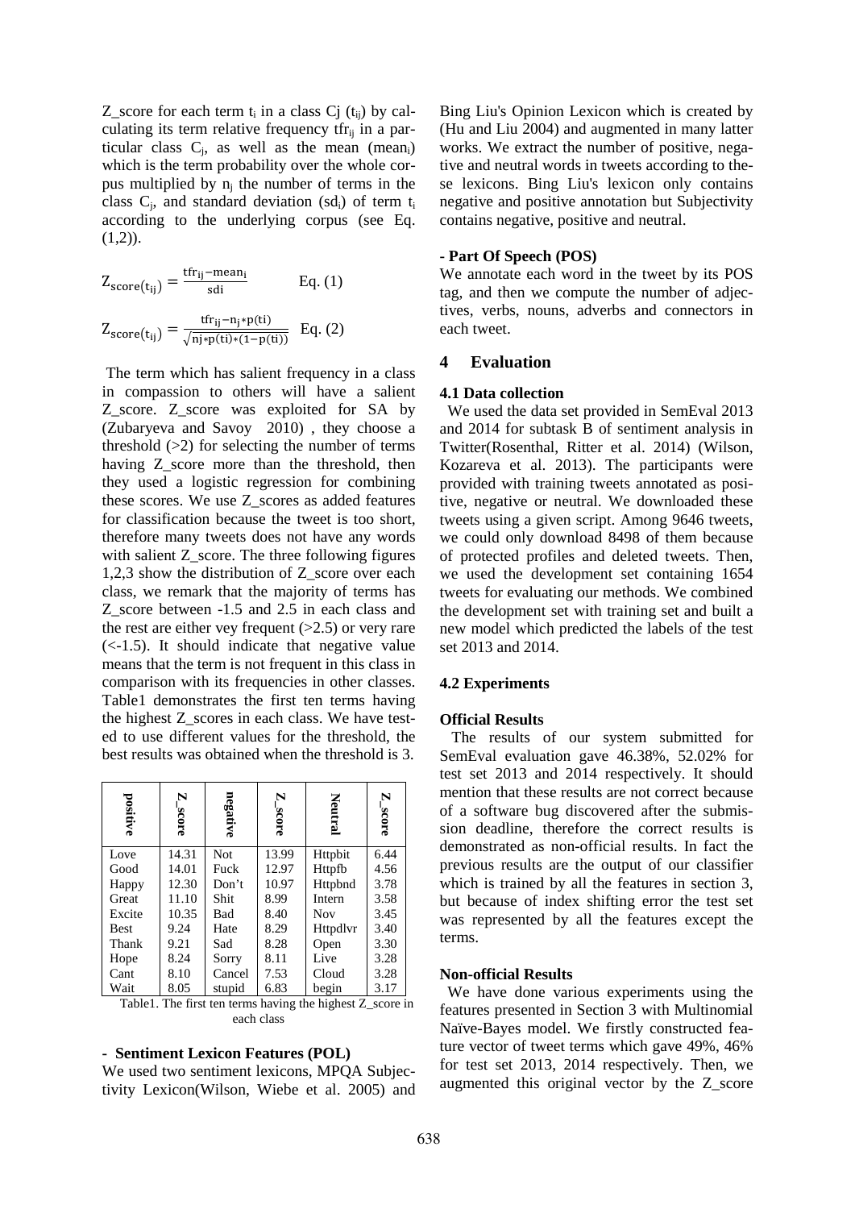Z_score for each term $t_i$ in a class Cj ($t_{ij}$) by calculating its term relative frequency $tfr_{ij}$ in a particular class $C_j$, as well as the mean ($mean_i$) which is the term probability over the whole corpus multiplied by $n_j$ the number of terms in the class $C_j$, and standard deviation ($sd_i$) of term $t_i$ according to the underlying corpus (see Eq. (1,2)).

$$Z_{score(t_{ij})} = \frac{tfr_{ij} - mean_i}{sdi} \quad \text{Eq. (1)}$$

$$Z_{score(t_{ij})} = \frac{tfr_{ij} - n_j * p(ti)}{\sqrt{nj * p(ti) * (1 - p(ti))}} \quad \text{Eq. (2)}$$

The term which has salient frequency in a class in compassion to others will have a salient Z_score. Z_score was exploited for SA by (Zubaryeva and Savoy 2010) , they choose a threshold (>2) for selecting the number of terms having Z_score more than the threshold, then they used a logistic regression for combining these scores. We use Z_scores as added features for classification because the tweet is too short, therefore many tweets does not have any words with salient Z_score. The three following figures 1,2,3 show the distribution of Z_score over each class, we remark that the majority of terms has Z_score between -1.5 and 2.5 in each class and the rest are either vey frequent (>2.5) or very rare (<-1.5). It should indicate that negative value means that the term is not frequent in this class in comparison with its frequencies in other classes. Table1 demonstrates the first ten terms having the highest Z_scores in each class. We have tested to use different values for the threshold, the best results was obtained when the threshold is 3.

| positive | Z_score | negative | Z_score | Neutral | Z_score |
|---|---|---|---|---|---|
| Love | 14.31 | Not | 13.99 | Httpbit | 6.44 |
| Good | 14.01 | Fuck | 12.97 | Httpfb | 4.56 |
| Happy | 12.30 | Don't | 10.97 | Httpbnd | 3.78 |
| Great | 11.10 | Shit | 8.99 | Intern | 3.58 |
| Excite | 10.35 | Bad | 8.40 | Nov | 3.45 |
| Best | 9.24 | Hate | 8.29 | Httpdlvr | 3.40 |
| Thank | 9.21 | Sad | 8.28 | Open | 3.30 |
| Hope | 8.24 | Sorry | 8.11 | Live | 3.28 |
| Cant | 8.10 | Cancel | 7.53 | Cloud | 3.28 |
| Wait | 8.05 | stupid | 6.83 | begin | 3.17 |

Table1. The first ten terms having the highest Z_score in each class

**- Sentiment Lexicon Features (POL)**

We used two sentiment lexicons, MPQA Subjectivity Lexicon(Wilson, Wiebe et al. 2005) and Bing Liu's Opinion Lexicon which is created by (Hu and Liu 2004) and augmented in many latter works. We extract the number of positive, negative and neutral words in tweets according to these lexicons. Bing Liu's lexicon only contains negative and positive annotation but Subjectivity contains negative, positive and neutral.

**- Part Of Speech (POS)**

We annotate each word in the tweet by its POS tag, and then we compute the number of adjectives, verbs, nouns, adverbs and connectors in each tweet.

## 4 Evaluation

### 4.1 Data collection

We used the data set provided in SemEval 2013 and 2014 for subtask B of sentiment analysis in Twitter(Rosenthal, Ritter et al. 2014) (Wilson, Kozareva et al. 2013). The participants were provided with training tweets annotated as positive, negative or neutral. We downloaded these tweets using a given script. Among 9646 tweets, we could only download 8498 of them because of protected profiles and deleted tweets. Then, we used the development set containing 1654 tweets for evaluating our methods. We combined the development set with training set and built a new model which predicted the labels of the test set 2013 and 2014.

### 4.2 Experiments

**Official Results**

The results of our system submitted for SemEval evaluation gave 46.38%, 52.02% for test set 2013 and 2014 respectively. It should mention that these results are not correct because of a software bug discovered after the submission deadline, therefore the correct results is demonstrated as non-official results. In fact the previous results are the output of our classifier which is trained by all the features in section 3, but because of index shifting error the test set was represented by all the features except the terms.

**Non-official Results**

We have done various experiments using the features presented in Section 3 with Multinomial Naïve-Bayes model. We firstly constructed feature vector of tweet terms which gave 49%, 46% for test set 2013, 2014 respectively. Then, we augmented this original vector by the Z_score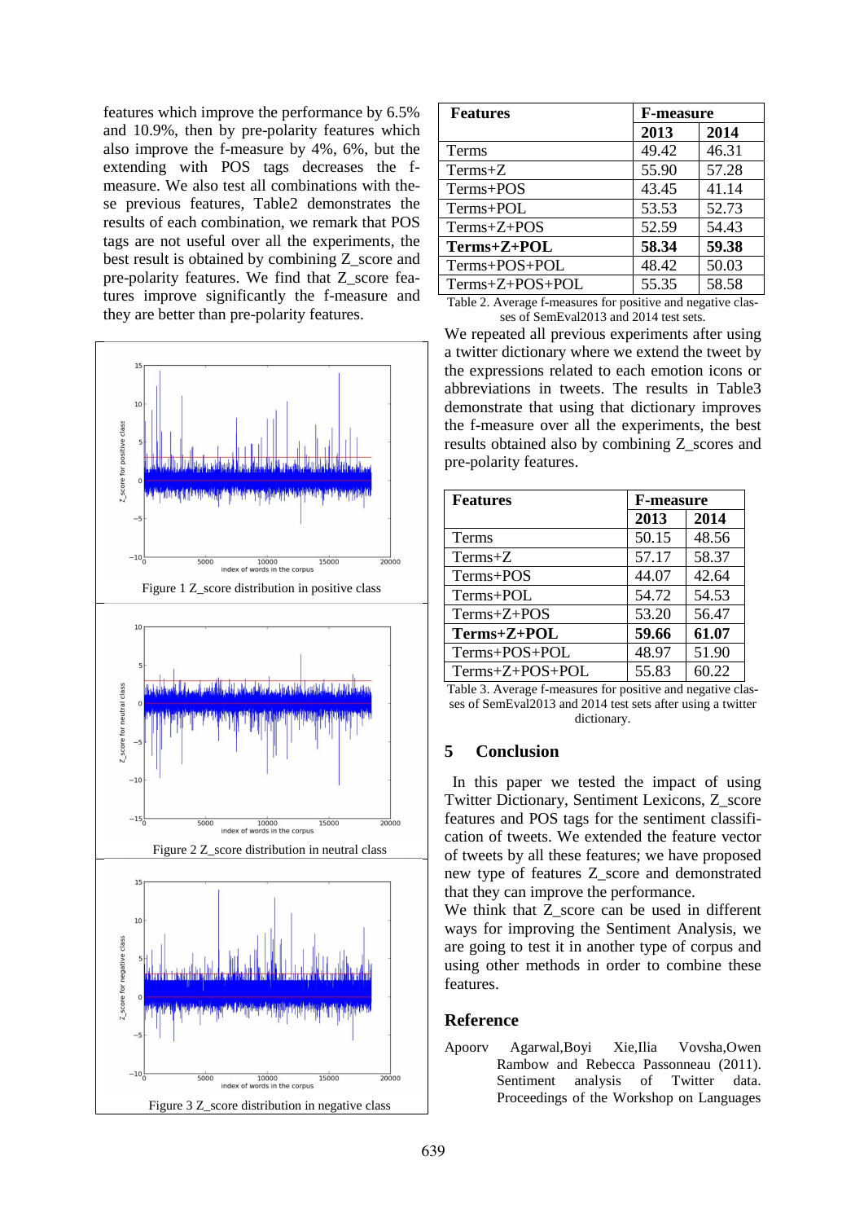features which improve the performance by 6.5% and 10.9%, then by pre-polarity features which also improve the f-measure by 4%, 6%, but the extending with POS tags decreases the f-measure. We also test all combinations with these previous features, Table2 demonstrates the results of each combination, we remark that POS tags are not useful over all the experiments, the best result is obtained by combining Z_score and pre-polarity features. We find that Z_score features improve significantly the f-measure and they are better than pre-polarity features.

Figure 1 Z_score distribution in positive class

Figure 2 Z_score distribution in neutral class

Figure 3 Z_score distribution in negative class

| Features | F-measure | |
|---|---|---|
| | 2013 | 2014 |
| Terms | 49.42 | 46.31 |
| Terms+Z | 55.90 | 57.28 |
| Terms+POS | 43.45 | 41.14 |
| Terms+POL | 53.53 | 52.73 |
| Terms+Z+POS | 52.59 | 54.43 |
| **Terms+Z+POL** | **58.34** | **59.38** |
| Terms+POS+POL | 48.42 | 50.03 |
| Terms+Z+POS+POL | 55.35 | 58.58 |

Table 2. Average f-measures for positive and negative classes of SemEval2013 and 2014 test sets.

We repeated all previous experiments after using a twitter dictionary where we extend the tweet by the expressions related to each emotion icons or abbreviations in tweets. The results in Table3 demonstrate that using that dictionary improves the f-measure over all the experiments, the best results obtained also by combining Z_scores and pre-polarity features.

| Features | F-measure | |
|---|---|---|
| | 2013 | 2014 |
| Terms | 50.15 | 48.56 |
| Terms+Z | 57.17 | 58.37 |
| Terms+POS | 44.07 | 42.64 |
| Terms+POL | 54.72 | 54.53 |
| Terms+Z+POS | 53.20 | 56.47 |
| **Terms+Z+POL** | **59.66** | **61.07** |
| Terms+POS+POL | 48.97 | 51.90 |
| Terms+Z+POS+POL | 55.83 | 60.22 |

Table 3. Average f-measures for positive and negative classes of SemEval2013 and 2014 test sets after using a twitter dictionary.

## 5 Conclusion

In this paper we tested the impact of using Twitter Dictionary, Sentiment Lexicons, Z_score features and POS tags for the sentiment classification of tweets. We extended the feature vector of tweets by all these features; we have proposed new type of features Z_score and demonstrated that they can improve the performance.

We think that Z_score can be used in different ways for improving the Sentiment Analysis, we are going to test it in another type of corpus and using other methods in order to combine these features.

## Reference

Apoorv Agarwal,Boyi Xie,Ilia Vovsha,Owen Rambow and Rebecca Passonneau (2011). Sentiment analysis of Twitter data. Proceedings of the Workshop on Languages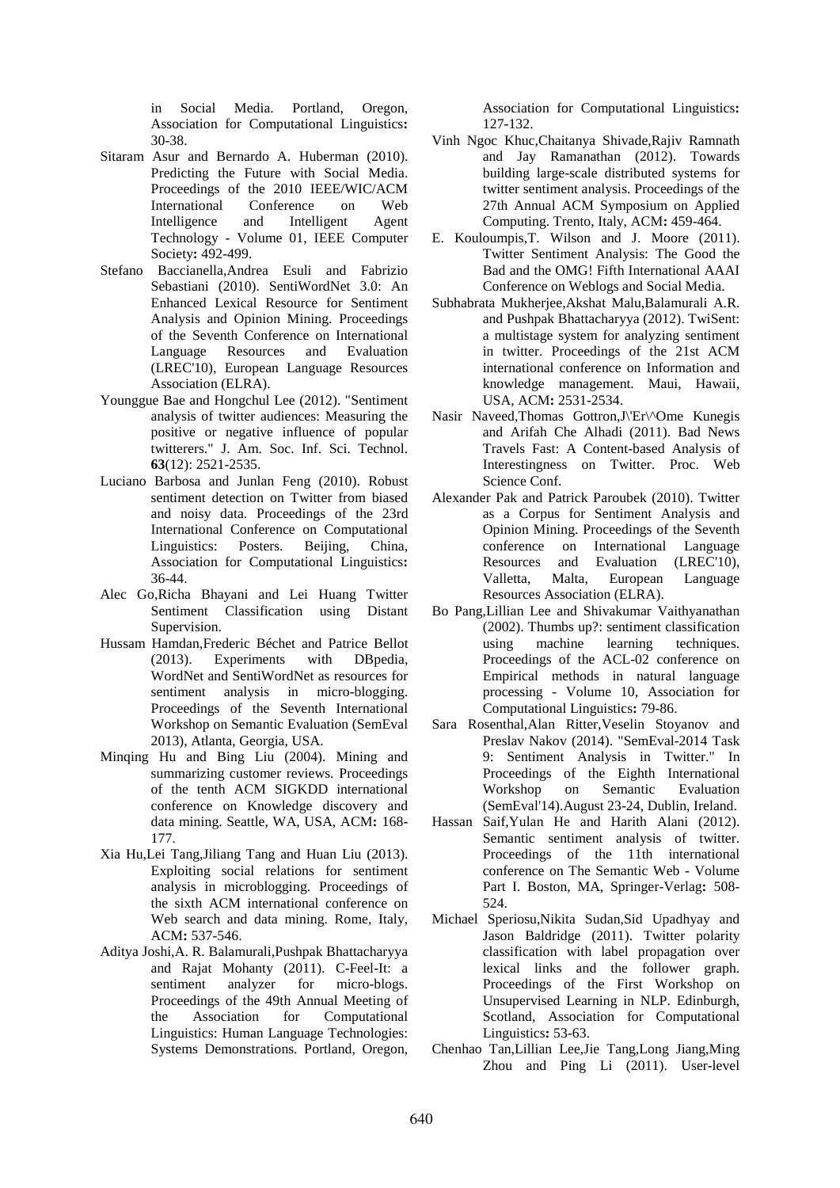in Social Media. Portland, Oregon, Association for Computational Linguistics**:** 30-38.

Sitaram Asur and Bernardo A. Huberman (2010). Predicting the Future with Social Media. Proceedings of the 2010 IEEE/WIC/ACM International Conference on Web Intelligence and Intelligent Agent Technology - Volume 01, IEEE Computer Society**:** 492-499.

Stefano Baccianella,Andrea Esuli and Fabrizio Sebastiani (2010). SentiWordNet 3.0: An Enhanced Lexical Resource for Sentiment Analysis and Opinion Mining. Proceedings of the Seventh Conference on International Language Resources and Evaluation (LREC'10), European Language Resources Association (ELRA).

Younggue Bae and Hongchul Lee (2012). "Sentiment analysis of twitter audiences: Measuring the positive or negative influence of popular twitterers." J. Am. Soc. Inf. Sci. Technol. **63**(12): 2521-2535.

Luciano Barbosa and Junlan Feng (2010). Robust sentiment detection on Twitter from biased and noisy data. Proceedings of the 23rd International Conference on Computational Linguistics: Posters. Beijing, China, Association for Computational Linguistics**:** 36-44.

Alec Go,Richa Bhayani and Lei Huang Twitter Sentiment Classification using Distant Supervision.

Hussam Hamdan,Frederic Béchet and Patrice Bellot (2013). Experiments with DBpedia, WordNet and SentiWordNet as resources for sentiment analysis in micro-blogging. Proceedings of the Seventh International Workshop on Semantic Evaluation (SemEval 2013), Atlanta, Georgia, USA.

Minqing Hu and Bing Liu (2004). Mining and summarizing customer reviews. Proceedings of the tenth ACM SIGKDD international conference on Knowledge discovery and data mining. Seattle, WA, USA, ACM**:** 168-177.

Xia Hu,Lei Tang,Jiliang Tang and Huan Liu (2013). Exploiting social relations for sentiment analysis in microblogging. Proceedings of the sixth ACM international conference on Web search and data mining. Rome, Italy, ACM**:** 537-546.

Aditya Joshi,A. R. Balamurali,Pushpak Bhattacharyya and Rajat Mohanty (2011). C-Feel-It: a sentiment analyzer for micro-blogs. Proceedings of the 49th Annual Meeting of the Association for Computational Linguistics: Human Language Technologies: Systems Demonstrations. Portland, Oregon, Association for Computational Linguistics**:** 127-132.

Vinh Ngoc Khuc,Chaitanya Shivade,Rajiv Ramnath and Jay Ramanathan (2012). Towards building large-scale distributed systems for twitter sentiment analysis. Proceedings of the 27th Annual ACM Symposium on Applied Computing. Trento, Italy, ACM**:** 459-464.

E. Kouloumpis,T. Wilson and J. Moore (2011). Twitter Sentiment Analysis: The Good the Bad and the OMG! Fifth International AAAI Conference on Weblogs and Social Media.

Subhabrata Mukherjee,Akshat Malu,Balamurali A.R. and Pushpak Bhattacharyya (2012). TwiSent: a multistage system for analyzing sentiment in twitter. Proceedings of the 21st ACM international conference on Information and knowledge management. Maui, Hawaii, USA, ACM**:** 2531-2534.

Nasir Naveed,Thomas Gottron,J\'Er\^Ome Kunegis and Arifah Che Alhadi (2011). Bad News Travels Fast: A Content-based Analysis of Interestingness on Twitter. Proc. Web Science Conf.

Alexander Pak and Patrick Paroubek (2010). Twitter as a Corpus for Sentiment Analysis and Opinion Mining. Proceedings of the Seventh conference on International Language Resources and Evaluation (LREC'10), Valletta, Malta, European Language Resources Association (ELRA).

Bo Pang,Lillian Lee and Shivakumar Vaithyanathan (2002). Thumbs up?: sentiment classification using machine learning techniques. Proceedings of the ACL-02 conference on Empirical methods in natural language processing - Volume 10, Association for Computational Linguistics**:** 79-86.

Sara Rosenthal,Alan Ritter,Veselin Stoyanov and Preslav Nakov (2014). "SemEval-2014 Task 9: Sentiment Analysis in Twitter." In Proceedings of the Eighth International Workshop on Semantic Evaluation (SemEval'14).August 23-24, Dublin, Ireland.

Hassan Saif,Yulan He and Harith Alani (2012). Semantic sentiment analysis of twitter. Proceedings of the 11th international conference on The Semantic Web - Volume Part I. Boston, MA, Springer-Verlag**:** 508-524.

Michael Speriosu,Nikita Sudan,Sid Upadhyay and Jason Baldridge (2011). Twitter polarity classification with label propagation over lexical links and the follower graph. Proceedings of the First Workshop on Unsupervised Learning in NLP. Edinburgh, Scotland, Association for Computational Linguistics**:** 53-63.

Chenhao Tan,Lillian Lee,Jie Tang,Long Jiang,Ming Zhou and Ping Li (2011). User-level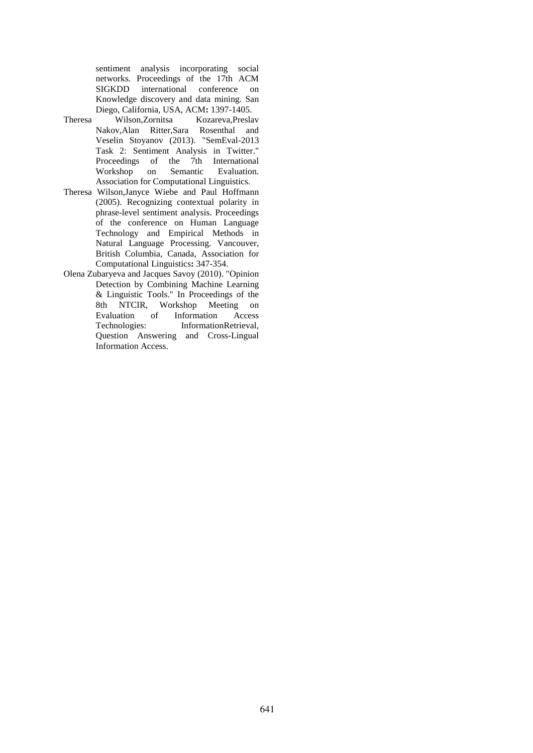sentiment analysis incorporating social networks. Proceedings of the 17th ACM SIGKDD international conference on Knowledge discovery and data mining. San Diego, California, USA, ACM**:** 1397-1405.

Theresa Wilson,Zornitsa Kozareva,Preslav Nakov,Alan Ritter,Sara Rosenthal and Veselin Stoyanov (2013). "SemEval-2013 Task 2: Sentiment Analysis in Twitter." Proceedings of the 7th International Workshop on Semantic Evaluation. Association for Computational Linguistics.

Theresa Wilson,Janyce Wiebe and Paul Hoffmann (2005). Recognizing contextual polarity in phrase-level sentiment analysis. Proceedings of the conference on Human Language Technology and Empirical Methods in Natural Language Processing. Vancouver, British Columbia, Canada, Association for Computational Linguistics**:** 347-354.

Olena Zubaryeva and Jacques Savoy (2010). "Opinion Detection by Combining Machine Learning & Linguistic Tools." In Proceedings of the 8th NTCIR, Workshop Meeting on Evaluation of Information Access Technologies: InformationRetrieval, Question Answering and Cross-Lingual Information Access.